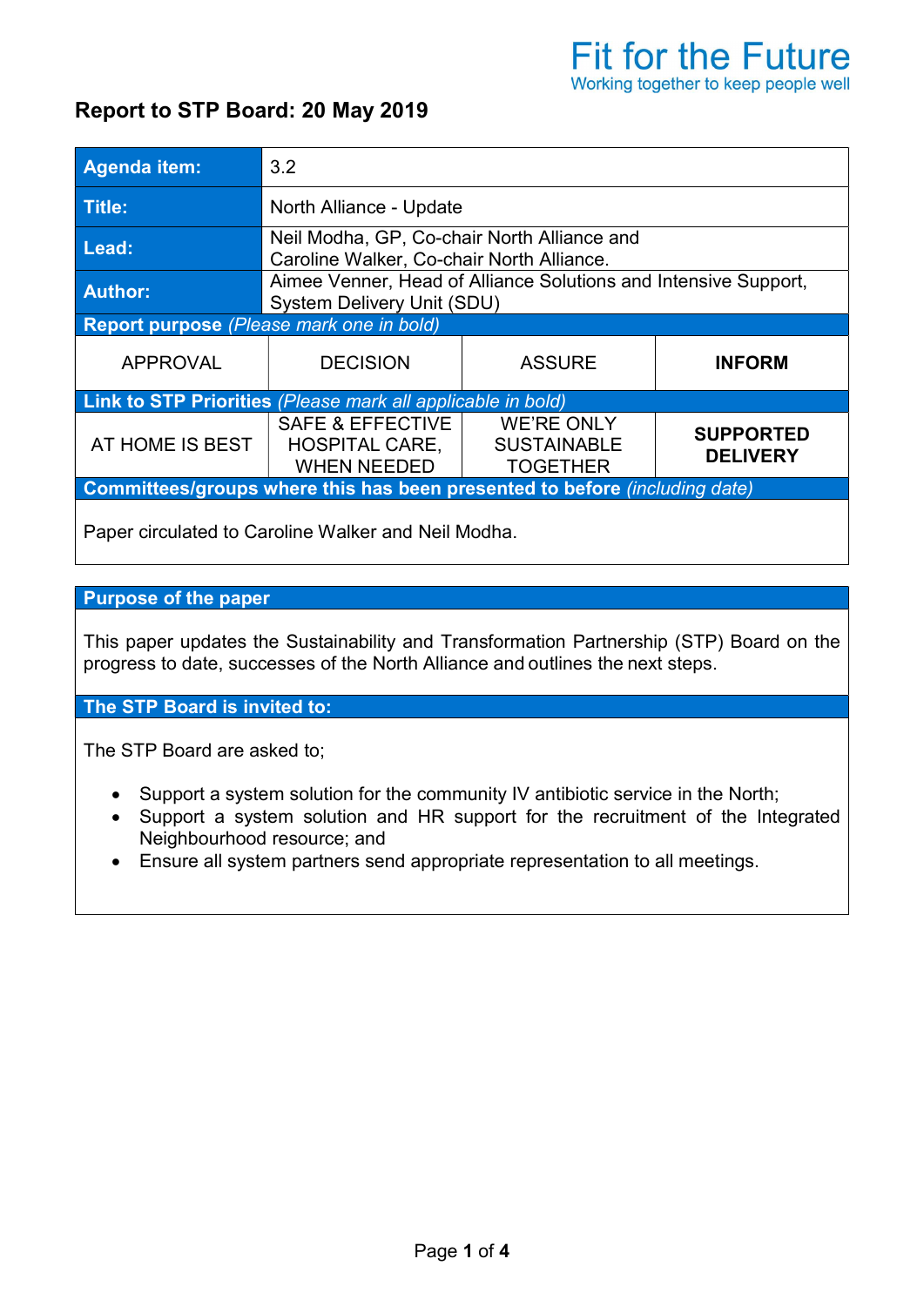Fit for the Future
Working together to keep people well

# Report to STP Board: 20 May 2019

| **Agenda item:** | 3.2 | | |
|---|---|---|---|
| **Title:** | North Alliance - Update | | |
| **Lead:** | Neil Modha, GP, Co-chair North Alliance and Caroline Walker, Co-chair North Alliance. | | |
| **Author:** | Aimee Venner, Head of Alliance Solutions and Intensive Support, System Delivery Unit (SDU) | | |
| **Report purpose** *(Please mark one in bold)* | | | |
| APPROVAL | DECISION | ASSURE | **INFORM** |
| **Link to STP Priorities** *(Please mark all applicable in bold)* | | | |
| AT HOME IS BEST | SAFE & EFFECTIVE HOSPITAL CARE, WHEN NEEDED | WE'RE ONLY SUSTAINABLE TOGETHER | **SUPPORTED DELIVERY** |
| **Committees/groups where this has been presented to before** *(including date)* | | | |
| Paper circulated to Caroline Walker and Neil Modha. | | | |

## Purpose of the paper

This paper updates the Sustainability and Transformation Partnership (STP) Board on the progress to date, successes of the North Alliance and outlines the next steps.

## The STP Board is invited to:

The STP Board are asked to;

- Support a system solution for the community IV antibiotic service in the North;
- Support a system solution and HR support for the recruitment of the Integrated Neighbourhood resource; and
- Ensure all system partners send appropriate representation to all meetings.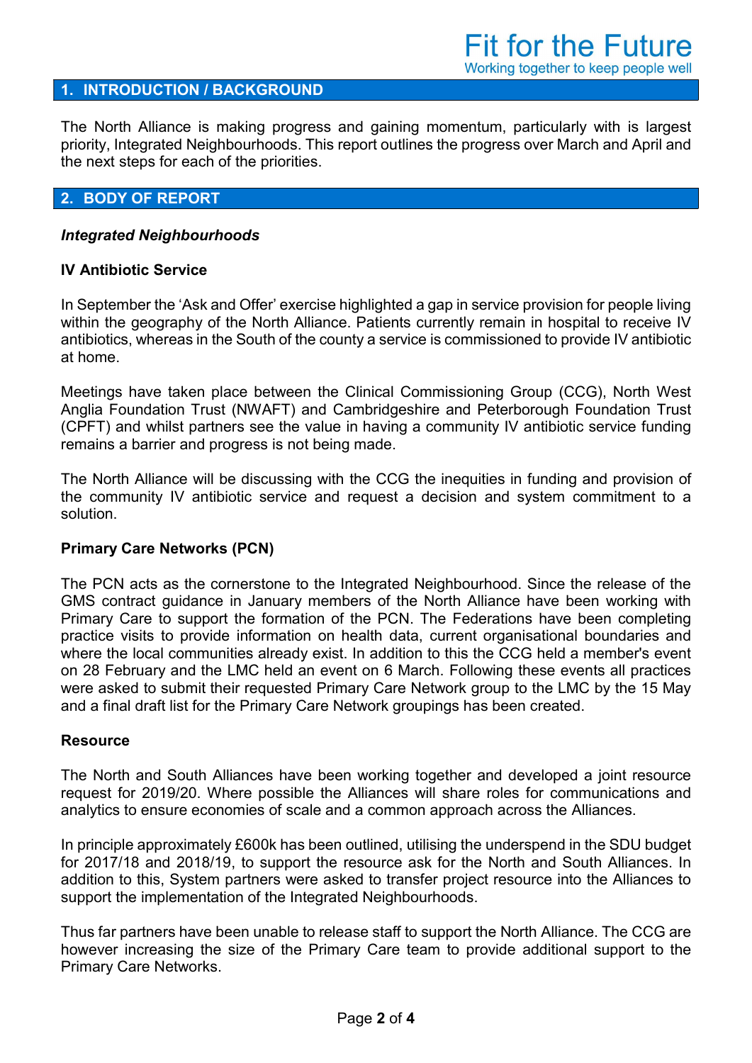## 1. INTRODUCTION / BACKGROUND

The North Alliance is making progress and gaining momentum, particularly with is largest priority, Integrated Neighbourhoods. This report outlines the progress over March and April and the next steps for each of the priorities.

## 2. BODY OF REPORT

***Integrated Neighbourhoods***

**IV Antibiotic Service**

In September the 'Ask and Offer' exercise highlighted a gap in service provision for people living within the geography of the North Alliance. Patients currently remain in hospital to receive IV antibiotics, whereas in the South of the county a service is commissioned to provide IV antibiotic at home.

Meetings have taken place between the Clinical Commissioning Group (CCG), North West Anglia Foundation Trust (NWAFT) and Cambridgeshire and Peterborough Foundation Trust (CPFT) and whilst partners see the value in having a community IV antibiotic service funding remains a barrier and progress is not being made.

The North Alliance will be discussing with the CCG the inequities in funding and provision of the community IV antibiotic service and request a decision and system commitment to a solution.

**Primary Care Networks (PCN)**

The PCN acts as the cornerstone to the Integrated Neighbourhood. Since the release of the GMS contract guidance in January members of the North Alliance have been working with Primary Care to support the formation of the PCN. The Federations have been completing practice visits to provide information on health data, current organisational boundaries and where the local communities already exist. In addition to this the CCG held a member's event on 28 February and the LMC held an event on 6 March. Following these events all practices were asked to submit their requested Primary Care Network group to the LMC by the 15 May and a final draft list for the Primary Care Network groupings has been created.

**Resource**

The North and South Alliances have been working together and developed a joint resource request for 2019/20. Where possible the Alliances will share roles for communications and analytics to ensure economies of scale and a common approach across the Alliances.

In principle approximately £600k has been outlined, utilising the underspend in the SDU budget for 2017/18 and 2018/19, to support the resource ask for the North and South Alliances. In addition to this, System partners were asked to transfer project resource into the Alliances to support the implementation of the Integrated Neighbourhoods.

Thus far partners have been unable to release staff to support the North Alliance. The CCG are however increasing the size of the Primary Care team to provide additional support to the Primary Care Networks.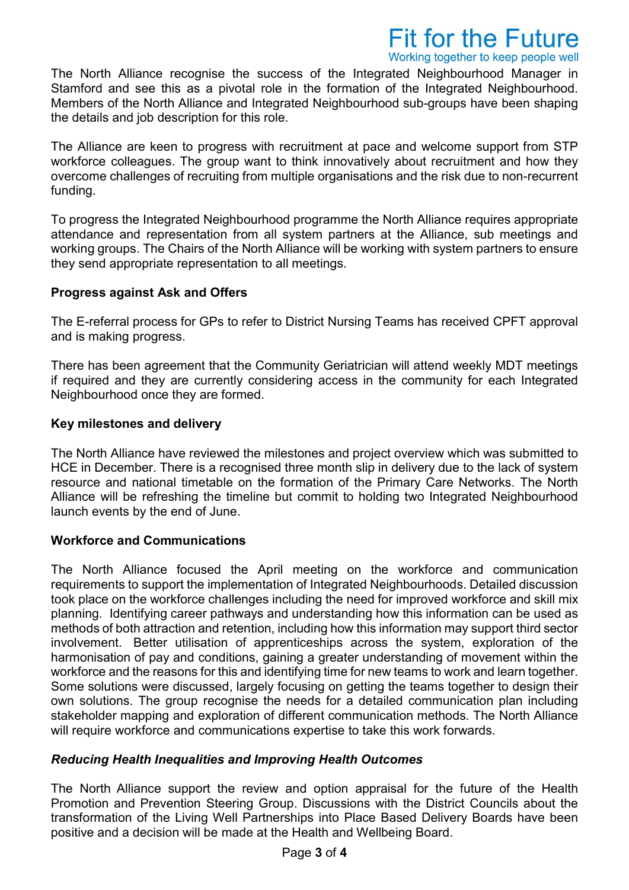The North Alliance recognise the success of the Integrated Neighbourhood Manager in Stamford and see this as a pivotal role in the formation of the Integrated Neighbourhood. Members of the North Alliance and Integrated Neighbourhood sub-groups have been shaping the details and job description for this role.

The Alliance are keen to progress with recruitment at pace and welcome support from STP workforce colleagues. The group want to think innovatively about recruitment and how they overcome challenges of recruiting from multiple organisations and the risk due to non-recurrent funding.

To progress the Integrated Neighbourhood programme the North Alliance requires appropriate attendance and representation from all system partners at the Alliance, sub meetings and working groups. The Chairs of the North Alliance will be working with system partners to ensure they send appropriate representation to all meetings.

**Progress against Ask and Offers**

The E-referral process for GPs to refer to District Nursing Teams has received CPFT approval and is making progress.

There has been agreement that the Community Geriatrician will attend weekly MDT meetings if required and they are currently considering access in the community for each Integrated Neighbourhood once they are formed.

**Key milestones and delivery**

The North Alliance have reviewed the milestones and project overview which was submitted to HCE in December. There is a recognised three month slip in delivery due to the lack of system resource and national timetable on the formation of the Primary Care Networks. The North Alliance will be refreshing the timeline but commit to holding two Integrated Neighbourhood launch events by the end of June.

**Workforce and Communications**

The North Alliance focused the April meeting on the workforce and communication requirements to support the implementation of Integrated Neighbourhoods. Detailed discussion took place on the workforce challenges including the need for improved workforce and skill mix planning. Identifying career pathways and understanding how this information can be used as methods of both attraction and retention, including how this information may support third sector involvement. Better utilisation of apprenticeships across the system, exploration of the harmonisation of pay and conditions, gaining a greater understanding of movement within the workforce and the reasons for this and identifying time for new teams to work and learn together. Some solutions were discussed, largely focusing on getting the teams together to design their own solutions. The group recognise the needs for a detailed communication plan including stakeholder mapping and exploration of different communication methods. The North Alliance will require workforce and communications expertise to take this work forwards.

***Reducing Health Inequalities and Improving Health Outcomes***

The North Alliance support the review and option appraisal for the future of the Health Promotion and Prevention Steering Group. Discussions with the District Councils about the transformation of the Living Well Partnerships into Place Based Delivery Boards have been positive and a decision will be made at the Health and Wellbeing Board.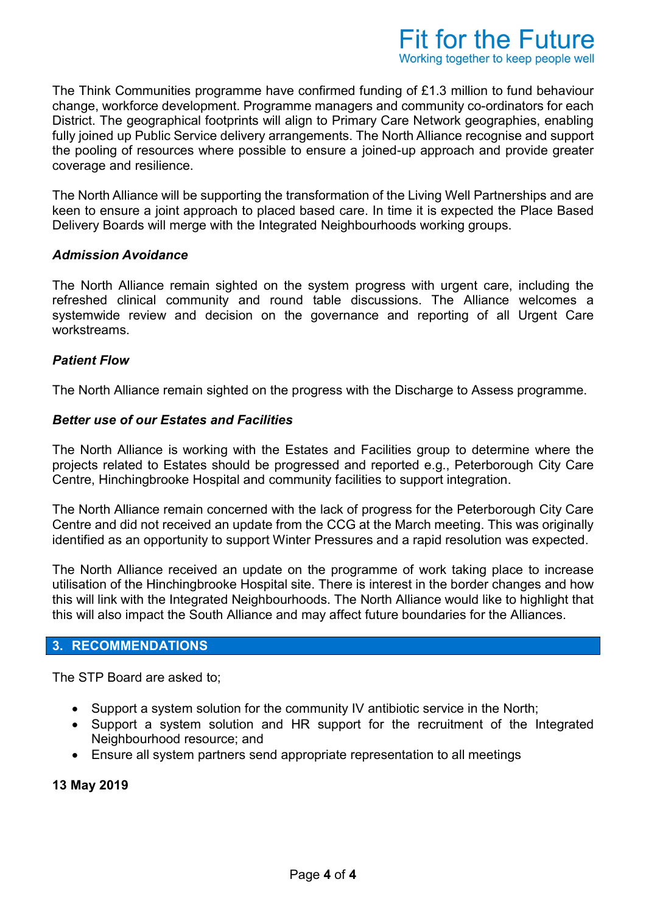The Think Communities programme have confirmed funding of £1.3 million to fund behaviour change, workforce development. Programme managers and community co-ordinators for each District. The geographical footprints will align to Primary Care Network geographies, enabling fully joined up Public Service delivery arrangements. The North Alliance recognise and support the pooling of resources where possible to ensure a joined-up approach and provide greater coverage and resilience.

The North Alliance will be supporting the transformation of the Living Well Partnerships and are keen to ensure a joint approach to placed based care. In time it is expected the Place Based Delivery Boards will merge with the Integrated Neighbourhoods working groups.

***Admission Avoidance***

The North Alliance remain sighted on the system progress with urgent care, including the refreshed clinical community and round table discussions. The Alliance welcomes a systemwide review and decision on the governance and reporting of all Urgent Care workstreams.

***Patient Flow***

The North Alliance remain sighted on the progress with the Discharge to Assess programme.

***Better use of our Estates and Facilities***

The North Alliance is working with the Estates and Facilities group to determine where the projects related to Estates should be progressed and reported e.g., Peterborough City Care Centre, Hinchingbrooke Hospital and community facilities to support integration.

The North Alliance remain concerned with the lack of progress for the Peterborough City Care Centre and did not received an update from the CCG at the March meeting. This was originally identified as an opportunity to support Winter Pressures and a rapid resolution was expected.

The North Alliance received an update on the programme of work taking place to increase utilisation of the Hinchingbrooke Hospital site. There is interest in the border changes and how this will link with the Integrated Neighbourhoods. The North Alliance would like to highlight that this will also impact the South Alliance and may affect future boundaries for the Alliances.

## 3. RECOMMENDATIONS

The STP Board are asked to;

- Support a system solution for the community IV antibiotic service in the North;
- Support a system solution and HR support for the recruitment of the Integrated Neighbourhood resource; and
- Ensure all system partners send appropriate representation to all meetings

**13 May 2019**